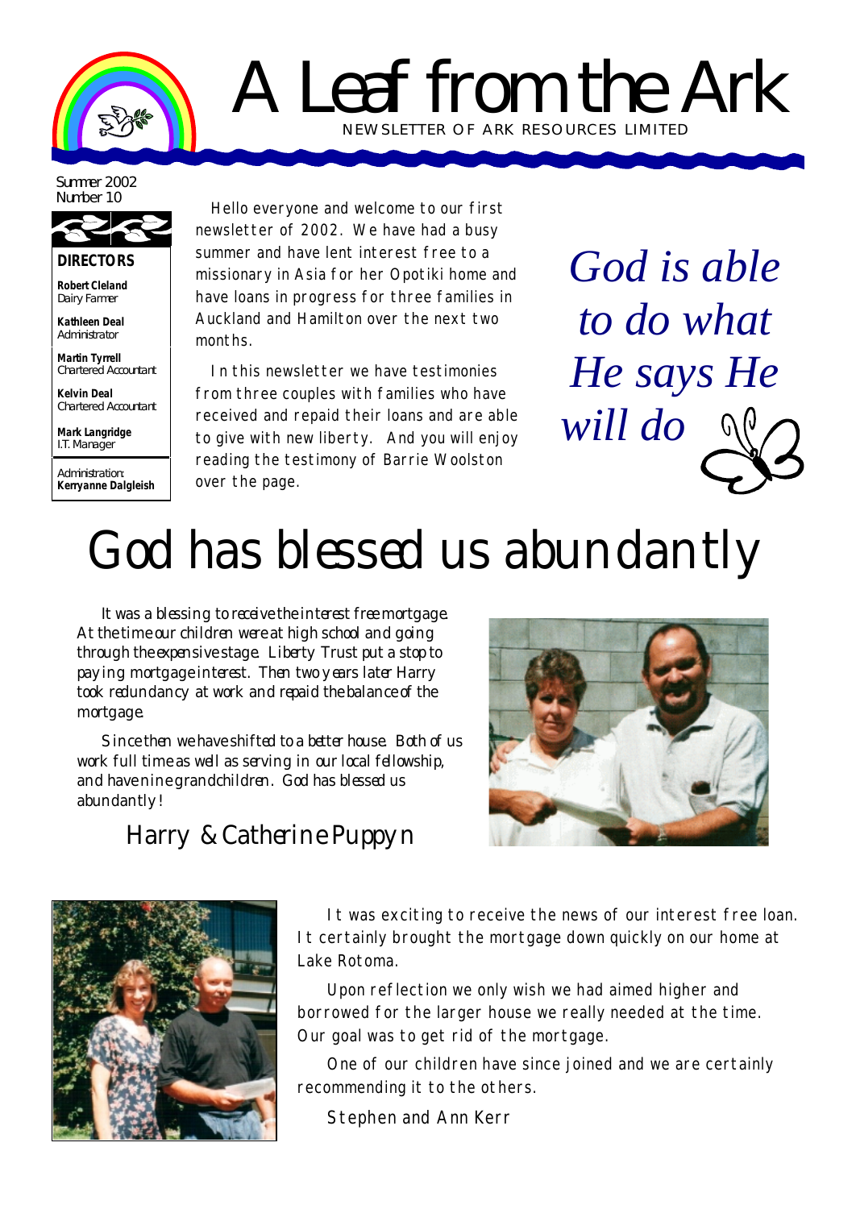# A Leaf from the Ark

NEWSLETTER OF ARK RESOURCES LIMITED

Summer 2002
Number 10

**DIRECTORS**

**Robert Cleland**
Dairy Farmer

**Kathleen Deal**
Administrator

**Martin Tyrrell**
Chartered Accountant

**Kelvin Deal**
Chartered Accountant

**Mark Langridge**
I.T. Manager

Administration:
**Kerryanne Dalgleish**

Hello everyone and welcome to our first newsletter of 2002. We have had a busy summer and have lent interest free to a missionary in Asia for her Opotiki home and have loans in progress for three families in Auckland and Hamilton over the next two months.

In this newsletter we have testimonies from three couples with families who have received and repaid their loans and are able to give with new liberty. And you will enjoy reading the testimony of Barrie Woolston over the page.

*God is able to do what He says He will do*

# God has blessed us abundantly

It was a blessing to receive the interest free mortgage. At the time our children were at high school and going through the expensive stage. Liberty Trust put a stop to paying mortgage interest. Then two years later Harry took redundancy at work and repaid the balance of the mortgage.

Since then we have shifted to a better house. Both of us work full time as well as serving in our local fellowship, and have nine grandchildren. God has blessed us abundantly!

Harry & Catherine Puppyn

It was exciting to receive the news of our interest free loan. It certainly brought the mortgage down quickly on our home at Lake Rotoma.

Upon reflection we only wish we had aimed higher and borrowed for the larger house we really needed at the time. Our goal was to get rid of the mortgage.

One of our children have since joined and we are certainly recommending it to the others.

Stephen and Ann Kerr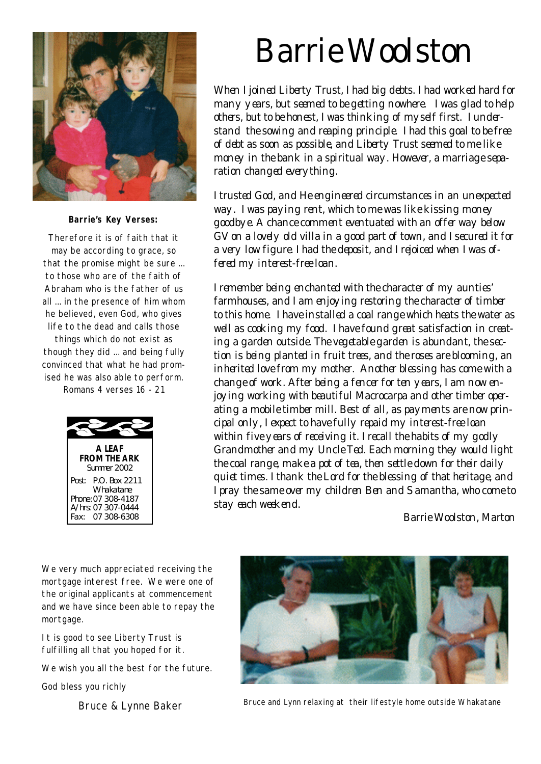# Barrie Woolston

When I joined Liberty Trust, I had big debts. I had worked hard for many years, but seemed to be getting nowhere. I was glad to help others, but to be honest, I was thinking of myself first. I understand the sowing and reaping principle. I had this goal to be free of debt as soon as possible, and Liberty Trust seemed to me like money in the bank in a spiritual way. However, a marriage separation changed everything.

I trusted God, and He engineered circumstances in an unexpected way. I was paying rent, which to me was like kissing money goodbye. A chance comment eventuated with an offer way below GV on a lovely old villa in a good part of town, and I secured it for a very low figure. I had the deposit, and I rejoiced when I was offered my interest-free loan.

I remember being enchanted with the character of my aunties' farmhouses, and I am enjoying restoring the character of timber to this home. I have installed a coal range which heats the water as well as cooking my food. I have found great satisfaction in creating a garden outside. The vegetable garden is abundant, the section is being planted in fruit trees, and the roses are blooming, an inherited love from my mother. Another blessing has come with a change of work. After being a fencer for ten years, I am now enjoying working with beautiful Macrocarpa and other timber operating a mobile timber mill. Best of all, as payments are now principal only, I expect to have fully repaid my interest-free loan within five years of receiving it. I recall the habits of my godly Grandmother and my Uncle Ted. Each morning they would light the coal range, make a pot of tea, then settle down for their daily quiet times. I thank the Lord for the blessing of that heritage, and I pray the same over my children Ben and Samantha, who come to stay each weekend.

Barrie Woolston, Marton

**Barrie's Key Verses:**

Therefore it is of faith that it may be according to grace, so that the promise might be sure ... to those who are of the faith of Abraham who is the father of us all ... in the presence of him whom he believed, even God, who gives life to the dead and calls those things which do not exist as though they did ... and being fully convinced that what he had promised he was also able to perform.
Romans 4 verses 16 - 21

**A LEAF FROM THE ARK**
Summer 2002
Post: P.O. Box 2211 Whakatane
Phone: 07 308-4187
A/hrs: 07 307-0444
Fax: 07 308-6308

We very much appreciated receiving the mortgage interest free. We were one of the original applicants at commencement and we have since been able to repay the mortgage.

It is good to see Liberty Trust is fulfilling all that you hoped for it.

We wish you all the best for the future.

God bless you richly

Bruce & Lynne Baker

Bruce and Lynn relaxing at their lifestyle home outside Whakatane